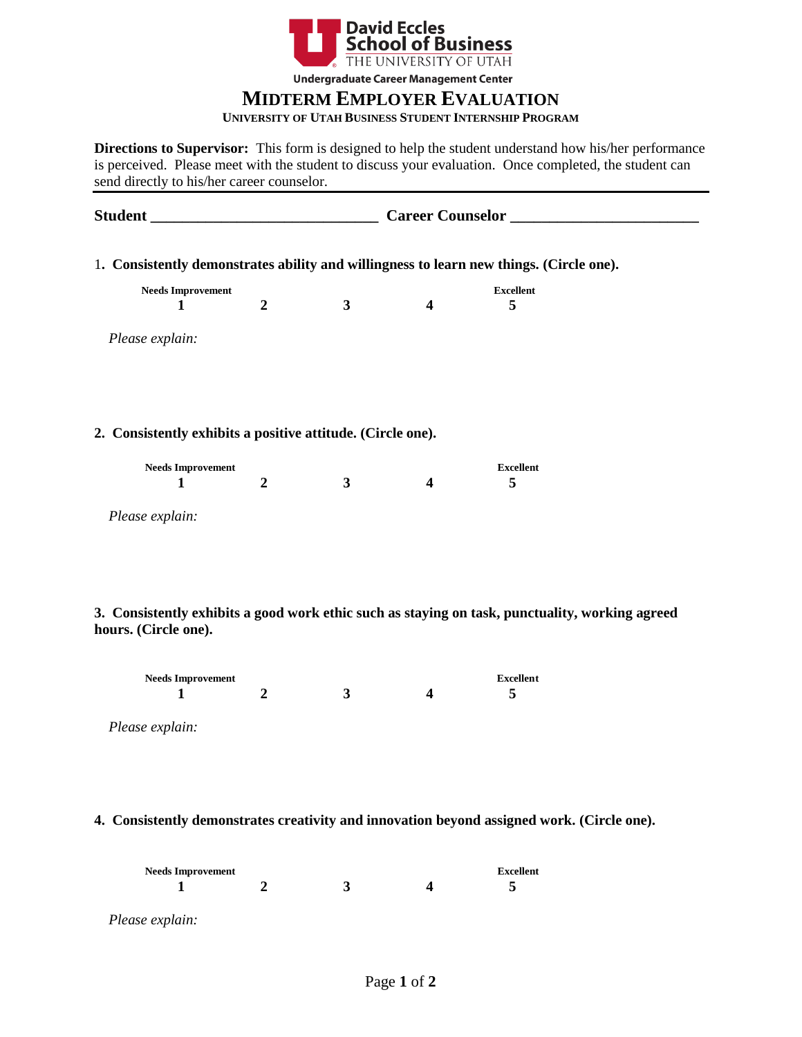David Eccles School of Business
THE UNIVERSITY OF UTAH
Undergraduate Career Management Center

# MIDTERM EMPLOYER EVALUATION

**UNIVERSITY OF UTAH BUSINESS STUDENT INTERNSHIP PROGRAM**

**Directions to Supervisor:** This form is designed to help the student understand how his/her performance is perceived. Please meet with the student to discuss your evaluation. Once completed, the student can send directly to his/her career counselor.

---

**Student** ____________________________ **Career Counselor** ______________________

1**. Consistently demonstrates ability and willingness to learn new things. (Circle one).**

| Needs Improvement | | | | Excellent |
|---|---|---|---|---|
| **1** | **2** | **3** | **4** | **5** |

*Please explain:*

**2. Consistently exhibits a positive attitude. (Circle one).**

| Needs Improvement | | | | Excellent |
|---|---|---|---|---|
| **1** | **2** | **3** | **4** | **5** |

*Please explain:*

**3. Consistently exhibits a good work ethic such as staying on task, punctuality, working agreed hours. (Circle one).**

| Needs Improvement | | | | Excellent |
|---|---|---|---|---|
| **1** | **2** | **3** | **4** | **5** |

*Please explain:*

**4. Consistently demonstrates creativity and innovation beyond assigned work. (Circle one).**

| Needs Improvement | | | | Excellent |
|---|---|---|---|---|
| **1** | **2** | **3** | **4** | **5** |

*Please explain:*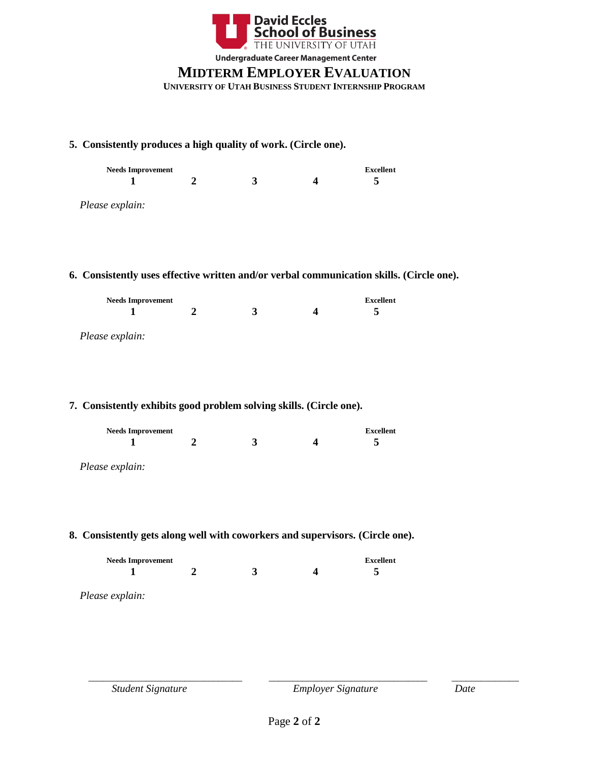David Eccles School of Business
THE UNIVERSITY OF UTAH
Undergraduate Career Management Center

# MIDTERM EMPLOYER EVALUATION

**UNIVERSITY OF UTAH BUSINESS STUDENT INTERNSHIP PROGRAM**

**5. Consistently produces a high quality of work. (Circle one).**

| Needs Improvement | | | | Excellent |
|---|---|---|---|---|
| **1** | **2** | **3** | **4** | **5** |

*Please explain:*

**6. Consistently uses effective written and/or verbal communication skills. (Circle one).**

| Needs Improvement | | | | Excellent |
|---|---|---|---|---|
| **1** | **2** | **3** | **4** | **5** |

*Please explain:*

**7. Consistently exhibits good problem solving skills. (Circle one).**

| Needs Improvement | | | | Excellent |
|---|---|---|---|---|
| **1** | **2** | **3** | **4** | **5** |

*Please explain:*

**8. Consistently gets along well with coworkers and supervisors. (Circle one).**

| Needs Improvement | | | | Excellent |
|---|---|---|---|---|
| **1** | **2** | **3** | **4** | **5** |

*Please explain:*

______________________________ ______________________________ ____________

*Student Signature* *Employer Signature* *Date*